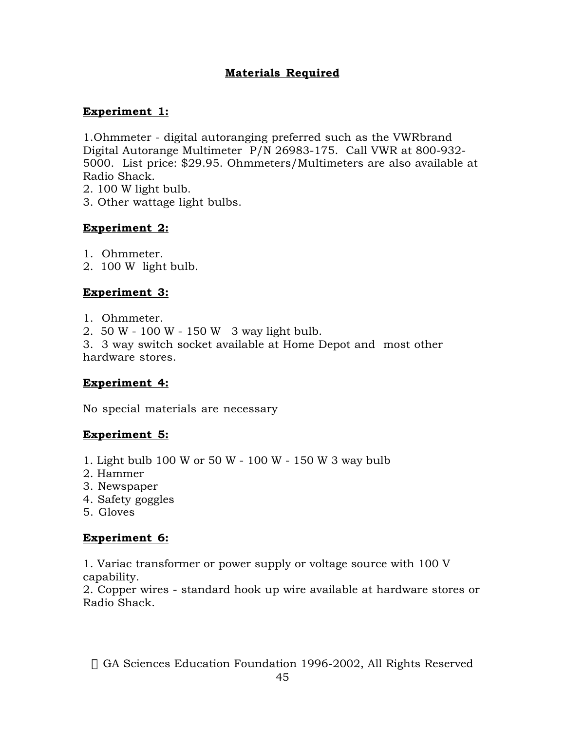# Materials Required

## Experiment 1:

1. Ohmmeter - digital autoranging preferred such as the VWRbrand Digital Autorange Multimeter P/N 26983-175. Call VWR at 800-932-5000. List price: $29.95. Ohmmeters/Multimeters are also available at Radio Shack.
2. 100 W light bulb.
3. Other wattage light bulbs.

## Experiment 2:

1. Ohmmeter.
2. 100 W light bulb.

## Experiment 3:

1. Ohmmeter.
2. 50 W - 100 W - 150 W 3 way light bulb.
3. 3 way switch socket available at Home Depot and most other hardware stores.

## Experiment 4:

No special materials are necessary

## Experiment 5:

1. Light bulb 100 W or 50 W - 100 W - 150 W 3 way bulb
2. Hammer
3. Newspaper
4. Safety goggles
5. Gloves

## Experiment 6:

1. Variac transformer or power supply or voltage source with 100 V capability.
2. Copper wires - standard hook up wire available at hardware stores or Radio Shack.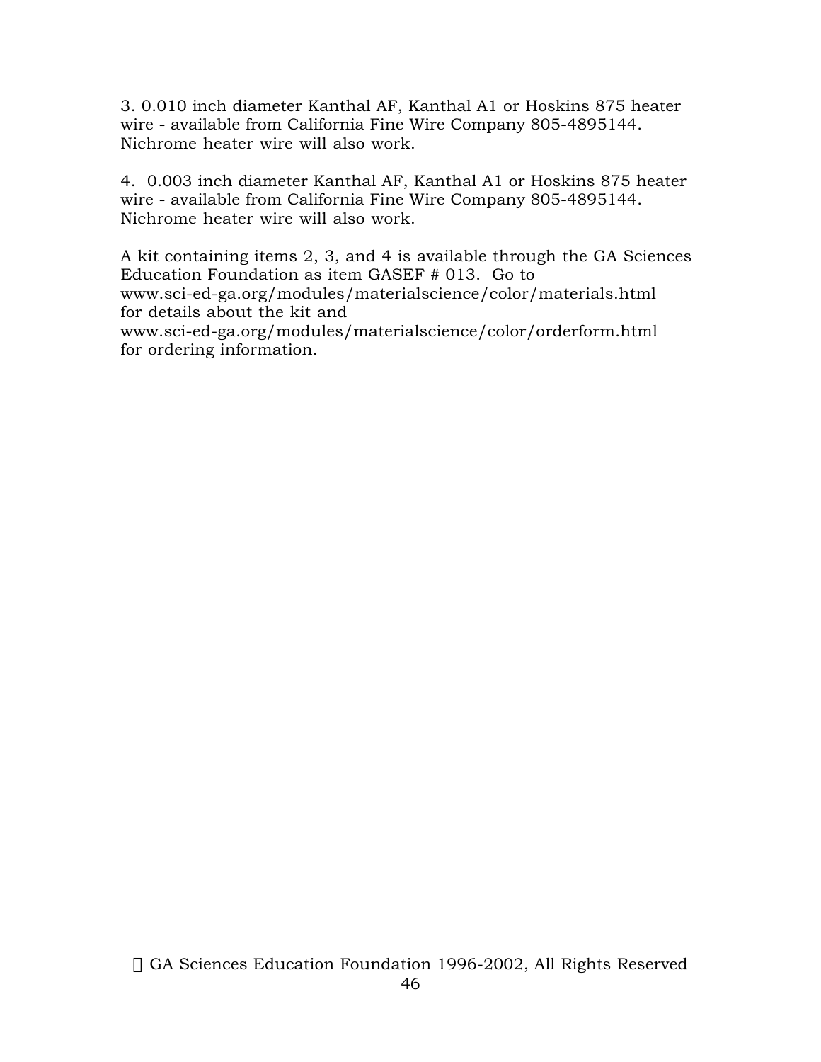3. 0.010 inch diameter Kanthal AF, Kanthal A1 or Hoskins 875 heater wire - available from California Fine Wire Company 805-4895144. Nichrome heater wire will also work.

4. 0.003 inch diameter Kanthal AF, Kanthal A1 or Hoskins 875 heater wire - available from California Fine Wire Company 805-4895144. Nichrome heater wire will also work.

A kit containing items 2, 3, and 4 is available through the GA Sciences Education Foundation as item GASEF # 013. Go to www.sci-ed-ga.org/modules/materialscience/color/materials.html for details about the kit and www.sci-ed-ga.org/modules/materialscience/color/orderform.html for ordering information.